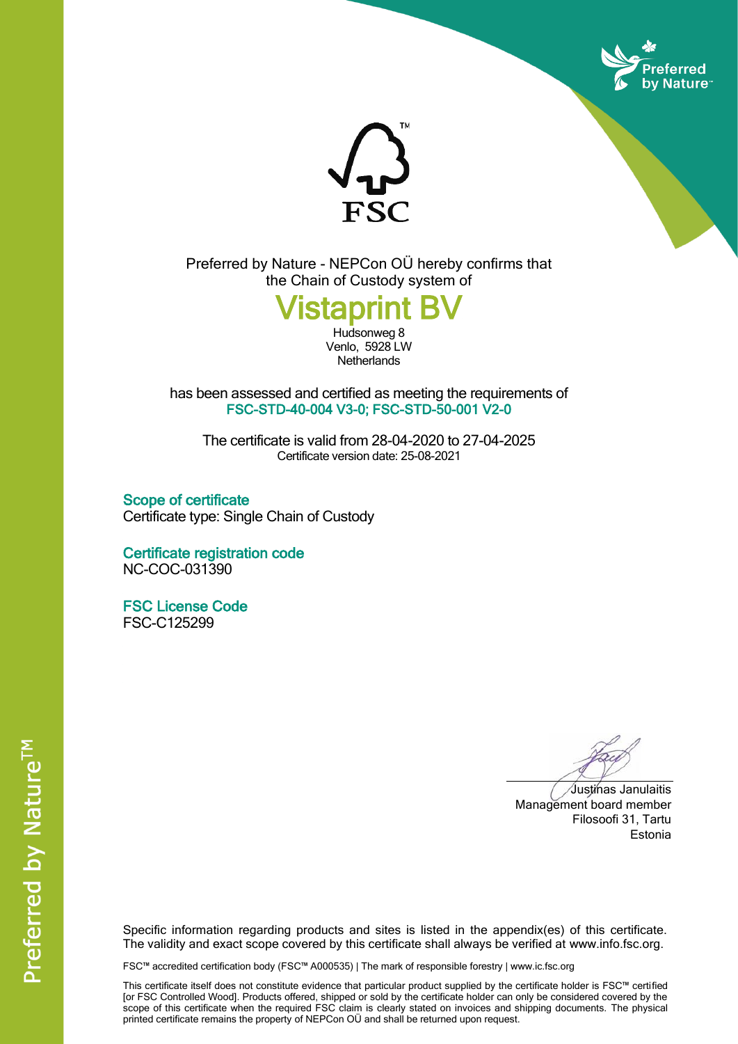Preferred by Nature – NEPCon OÜ hereby confirms that the Chain of Custody system of

# Vistaprint BV

Hudsonweg 8
Venlo, 5928 LW
Netherlands

has been assessed and certified as meeting the requirements of
**FSC-STD-40-004 V3-0; FSC-STD-50-001 V2-0**

The certificate is valid from 28-04-2020 to 27-04-2025
Certificate version date: 25-08-2021

## Scope of certificate

Certificate type: Single Chain of Custody

## Certificate registration code

NC-COC-031390

## FSC License Code

FSC-C125299

Justinas Janulaitis
Management board member
Filosoofi 31, Tartu
Estonia

Specific information regarding products and sites is listed in the appendix(es) of this certificate. The validity and exact scope covered by this certificate shall always be verified at www.info.fsc.org.

FSC™ accredited certification body (FSC™ A000535) | The mark of responsible forestry | www.ic.fsc.org

This certificate itself does not constitute evidence that particular product supplied by the certificate holder is FSC™ certified [or FSC Controlled Wood]. Products offered, shipped or sold by the certificate holder can only be considered covered by the scope of this certificate when the required FSC claim is clearly stated on invoices and shipping documents. The physical printed certificate remains the property of NEPCon OÜ and shall be returned upon request.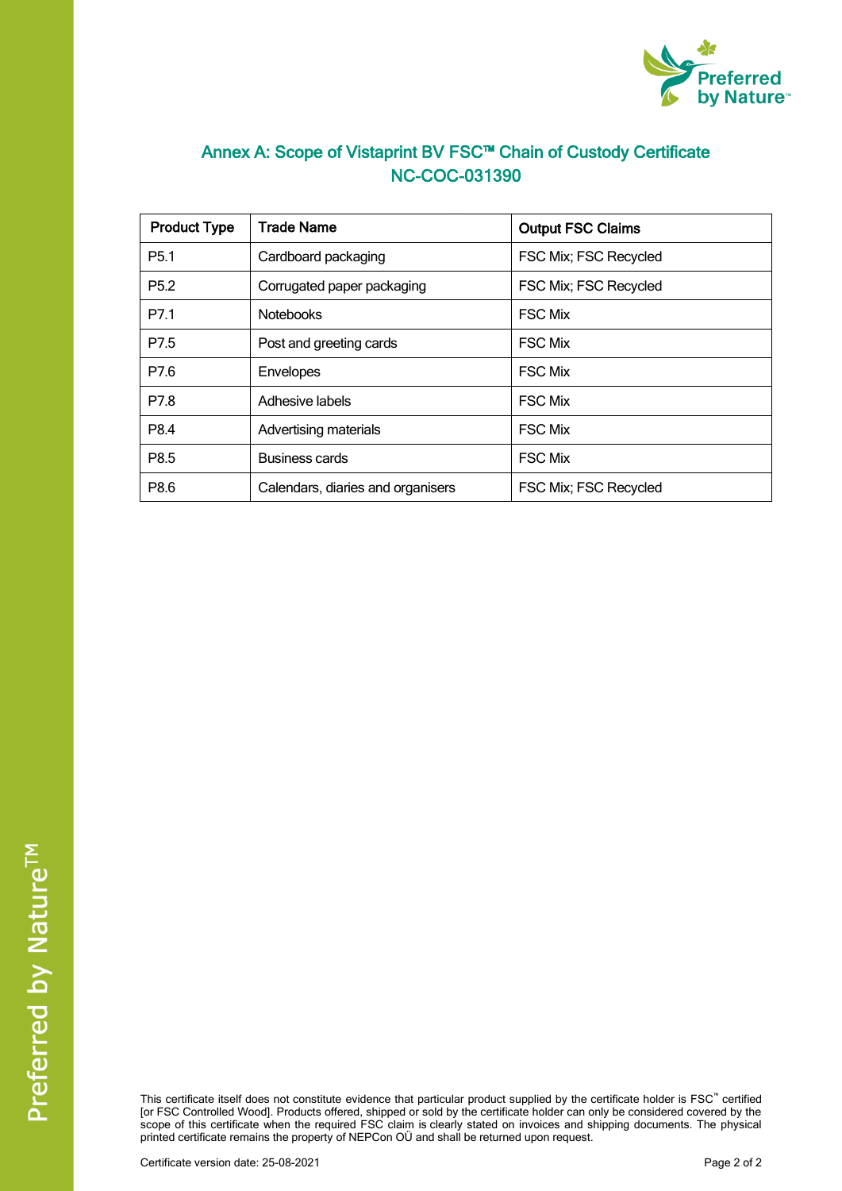## Annex A: Scope of Vistaprint BV FSC™ Chain of Custody Certificate NC-COC-031390

| Product Type | Trade Name | Output FSC Claims |
|---|---|---|
| P5.1 | Cardboard packaging | FSC Mix; FSC Recycled |
| P5.2 | Corrugated paper packaging | FSC Mix; FSC Recycled |
| P7.1 | Notebooks | FSC Mix |
| P7.5 | Post and greeting cards | FSC Mix |
| P7.6 | Envelopes | FSC Mix |
| P7.8 | Adhesive labels | FSC Mix |
| P8.4 | Advertising materials | FSC Mix |
| P8.5 | Business cards | FSC Mix |
| P8.6 | Calendars, diaries and organisers | FSC Mix; FSC Recycled |

This certificate itself does not constitute evidence that particular product supplied by the certificate holder is FSC™ certified [or FSC Controlled Wood]. Products offered, shipped or sold by the certificate holder can only be considered covered by the scope of this certificate when the required FSC claim is clearly stated on invoices and shipping documents. The physical printed certificate remains the property of NEPCon OÜ and shall be returned upon request.

Certificate version date: 25-08-2021